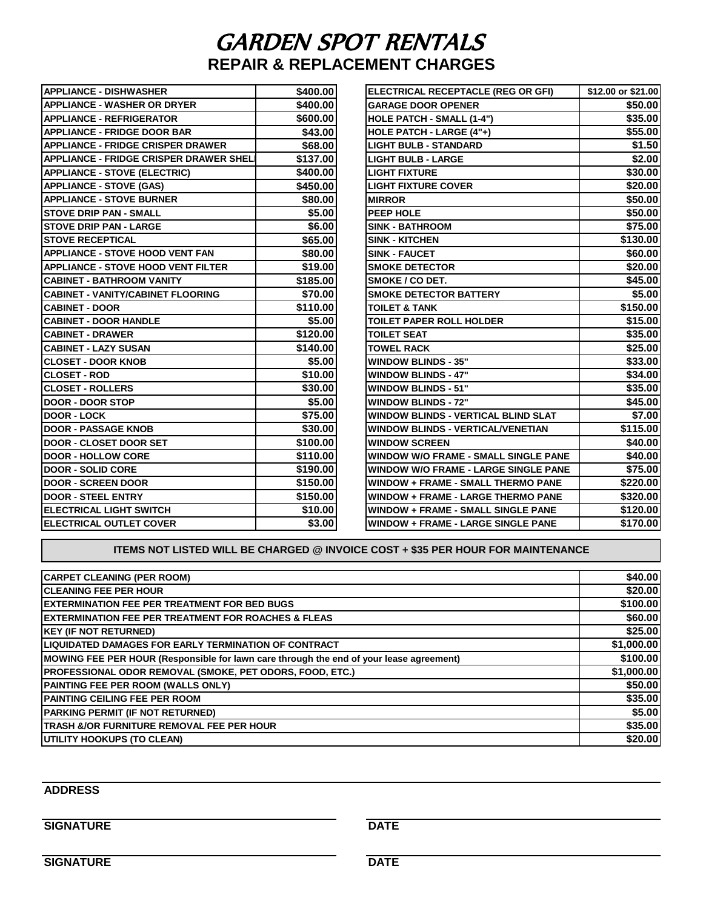# GARDEN SPOT RENTALS

## REPAIR & REPLACEMENT CHARGES

| Item | Charge |
|---|---|
| APPLIANCE - DISHWASHER | $400.00 |
| APPLIANCE - WASHER OR DRYER | $400.00 |
| APPLIANCE - REFRIGERATOR | $600.00 |
| APPLIANCE - FRIDGE DOOR BAR | $43.00 |
| APPLIANCE - FRIDGE CRISPER DRAWER | $68.00 |
| APPLIANCE - FRIDGE CRISPER DRAWER SHEL | $137.00 |
| APPLIANCE - STOVE (ELECTRIC) | $400.00 |
| APPLIANCE - STOVE (GAS) | $450.00 |
| APPLIANCE - STOVE BURNER | $80.00 |
| STOVE DRIP PAN - SMALL | $5.00 |
| STOVE DRIP PAN - LARGE | $6.00 |
| STOVE RECEPTICAL | $65.00 |
| APPLIANCE - STOVE HOOD VENT FAN | $80.00 |
| APPLIANCE - STOVE HOOD VENT FILTER | $19.00 |
| CABINET - BATHROOM VANITY | $185.00 |
| CABINET - VANITY/CABINET FLOORING | $70.00 |
| CABINET - DOOR | $110.00 |
| CABINET - DOOR HANDLE | $5.00 |
| CABINET - DRAWER | $120.00 |
| CABINET - LAZY SUSAN | $140.00 |
| CLOSET - DOOR KNOB | $5.00 |
| CLOSET - ROD | $10.00 |
| CLOSET - ROLLERS | $30.00 |
| DOOR - DOOR STOP | $5.00 |
| DOOR - LOCK | $75.00 |
| DOOR - PASSAGE KNOB | $30.00 |
| DOOR - CLOSET DOOR SET | $100.00 |
| DOOR - HOLLOW CORE | $110.00 |
| DOOR - SOLID CORE | $190.00 |
| DOOR - SCREEN DOOR | $150.00 |
| DOOR - STEEL ENTRY | $150.00 |
| ELECTRICAL LIGHT SWITCH | $10.00 |
| ELECTRICAL OUTLET COVER | $3.00 |
| ELECTRICAL RECEPTACLE (REG OR GFI) | $12.00 or $21.00 |
| GARAGE DOOR OPENER | $50.00 |
| HOLE PATCH - SMALL (1-4") | $35.00 |
| HOLE PATCH - LARGE (4"+) | $55.00 |
| LIGHT BULB - STANDARD | $1.50 |
| LIGHT BULB - LARGE | $2.00 |
| LIGHT FIXTURE | $30.00 |
| LIGHT FIXTURE COVER | $20.00 |
| MIRROR | $50.00 |
| PEEP HOLE | $50.00 |
| SINK - BATHROOM | $75.00 |
| SINK - KITCHEN | $130.00 |
| SINK - FAUCET | $60.00 |
| SMOKE DETECTOR | $20.00 |
| SMOKE / CO DET. | $45.00 |
| SMOKE DETECTOR BATTERY | $5.00 |
| TOILET & TANK | $150.00 |
| TOILET PAPER ROLL HOLDER | $15.00 |
| TOILET SEAT | $35.00 |
| TOWEL RACK | $25.00 |
| WINDOW BLINDS - 35" | $33.00 |
| WINDOW BLINDS - 47" | $34.00 |
| WINDOW BLINDS - 51" | $35.00 |
| WINDOW BLINDS - 72" | $45.00 |
| WINDOW BLINDS - VERTICAL BLIND SLAT | $7.00 |
| WINDOW BLINDS - VERTICAL/VENETIAN | $115.00 |
| WINDOW SCREEN | $40.00 |
| WINDOW W/O FRAME - SMALL SINGLE PANE | $40.00 |
| WINDOW W/O FRAME - LARGE SINGLE PANE | $75.00 |
| WINDOW + FRAME - SMALL THERMO PANE | $220.00 |
| WINDOW + FRAME - LARGE THERMO PANE | $320.00 |
| WINDOW + FRAME - SMALL SINGLE PANE | $120.00 |
| WINDOW + FRAME - LARGE SINGLE PANE | $170.00 |

**ITEMS NOT LISTED WILL BE CHARGED @ INVOICE COST + $35 PER HOUR FOR MAINTENANCE**

| Item | Charge |
|---|---|
| CARPET CLEANING (PER ROOM) | $40.00 |
| CLEANING FEE PER HOUR | $20.00 |
| EXTERMINATION FEE PER TREATMENT FOR BED BUGS | $100.00 |
| EXTERMINATION FEE PER TREATMENT FOR ROACHES & FLEAS | $60.00 |
| KEY (IF NOT RETURNED) | $25.00 |
| LIQUIDATED DAMAGES FOR EARLY TERMINATION OF CONTRACT | $1,000.00 |
| MOWING FEE PER HOUR (Responsible for lawn care through the end of your lease agreement) | $100.00 |
| PROFESSIONAL ODOR REMOVAL (SMOKE, PET ODORS, FOOD, ETC.) | $1,000.00 |
| PAINTING FEE PER ROOM (WALLS ONLY) | $50.00 |
| PAINTING CEILING FEE PER ROOM | $35.00 |
| PARKING PERMIT (IF NOT RETURNED) | $5.00 |
| TRASH &/OR FURNITURE REMOVAL FEE PER HOUR | $35.00 |
| UTILITY HOOKUPS (TO CLEAN) | $20.00 |

**ADDRESS** ______________________________

**SIGNATURE** ______________________ **DATE** ______________________

**SIGNATURE** ______________________ **DATE** ______________________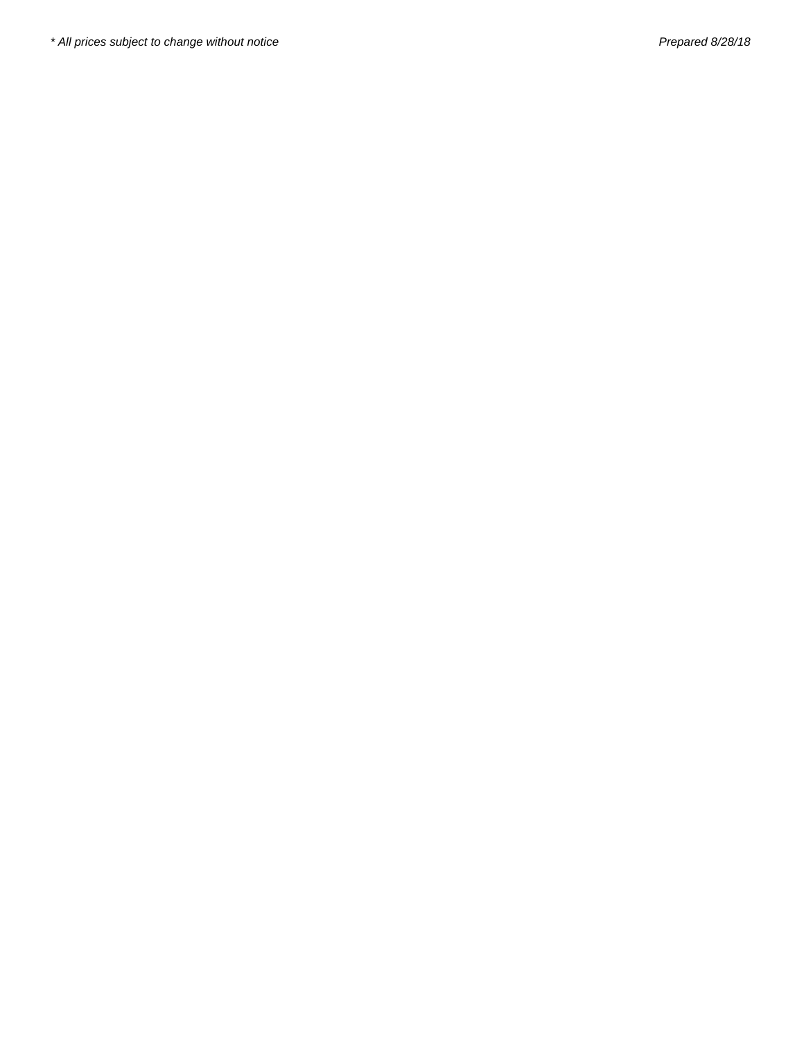*\* All prices subject to change without notice*

*Prepared 8/28/18*